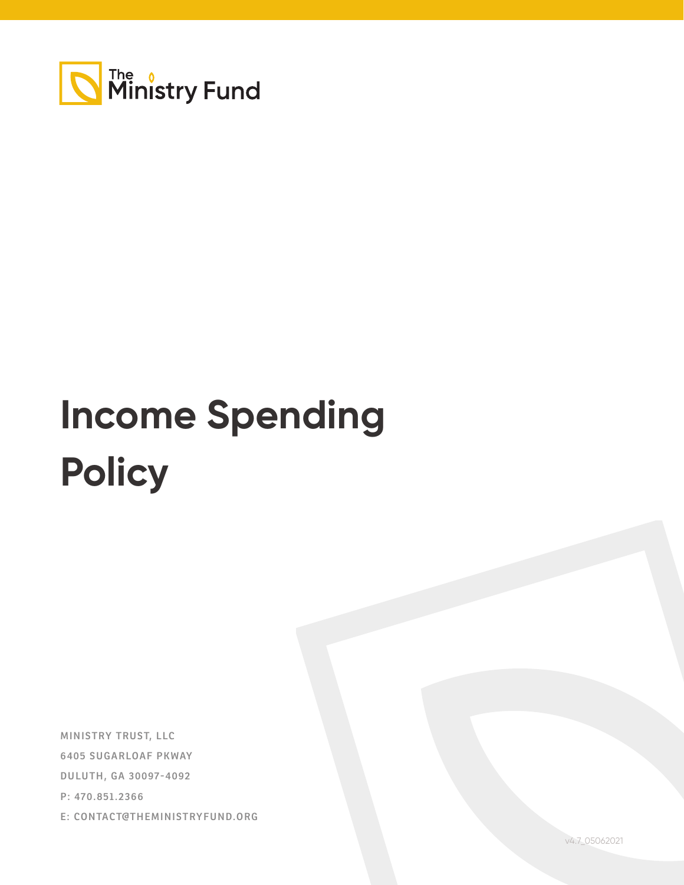The Ministry Fund

# Income Spending Policy

MINISTRY TRUST, LLC
6405 SUGARLOAF PKWAY
DULUTH, GA 30097-4092
P: 470.851.2366
E: CONTACT@THEMINISTRYFUND.ORG

v4.7_05062021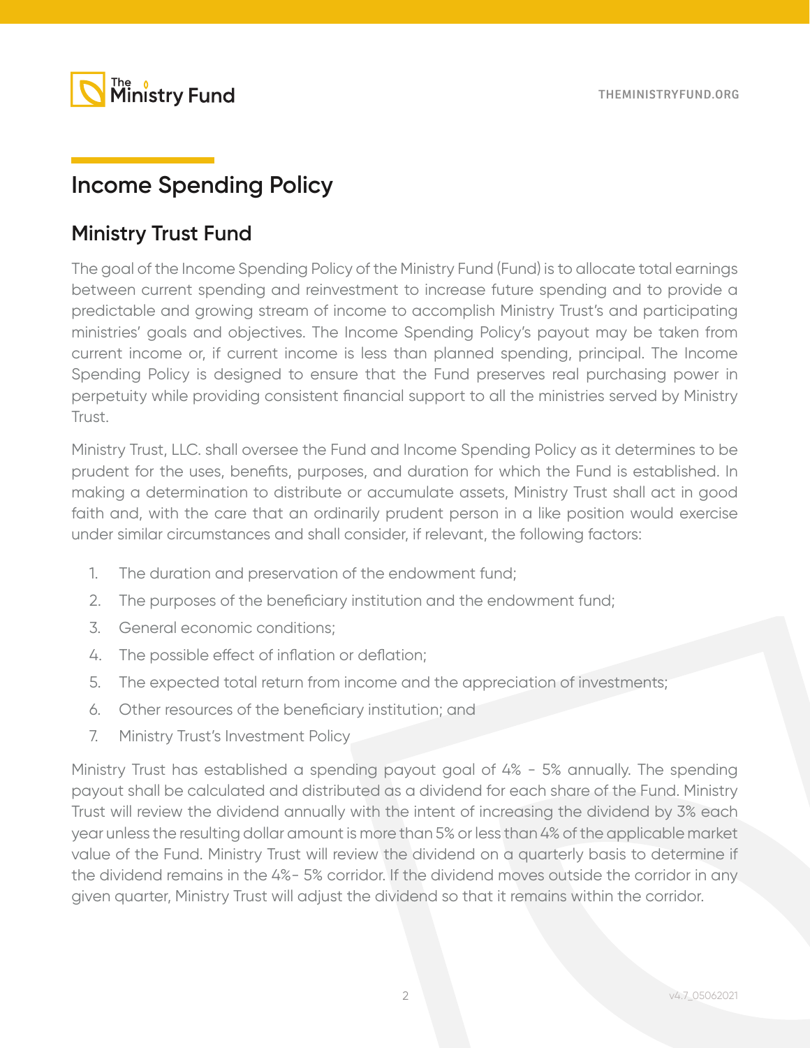## Income Spending Policy

### Ministry Trust Fund

The goal of the Income Spending Policy of the Ministry Fund (Fund) is to allocate total earnings between current spending and reinvestment to increase future spending and to provide a predictable and growing stream of income to accomplish Ministry Trust's and participating ministries' goals and objectives. The Income Spending Policy's payout may be taken from current income or, if current income is less than planned spending, principal. The Income Spending Policy is designed to ensure that the Fund preserves real purchasing power in perpetuity while providing consistent financial support to all the ministries served by Ministry Trust.

Ministry Trust, LLC. shall oversee the Fund and Income Spending Policy as it determines to be prudent for the uses, benefits, purposes, and duration for which the Fund is established. In making a determination to distribute or accumulate assets, Ministry Trust shall act in good faith and, with the care that an ordinarily prudent person in a like position would exercise under similar circumstances and shall consider, if relevant, the following factors:

1. The duration and preservation of the endowment fund;
2. The purposes of the beneficiary institution and the endowment fund;
3. General economic conditions;
4. The possible effect of inflation or deflation;
5. The expected total return from income and the appreciation of investments;
6. Other resources of the beneficiary institution; and
7. Ministry Trust's Investment Policy

Ministry Trust has established a spending payout goal of 4% - 5% annually. The spending payout shall be calculated and distributed as a dividend for each share of the Fund. Ministry Trust will review the dividend annually with the intent of increasing the dividend by 3% each year unless the resulting dollar amount is more than 5% or less than 4% of the applicable market value of the Fund. Ministry Trust will review the dividend on a quarterly basis to determine if the dividend remains in the 4%- 5% corridor. If the dividend moves outside the corridor in any given quarter, Ministry Trust will adjust the dividend so that it remains within the corridor.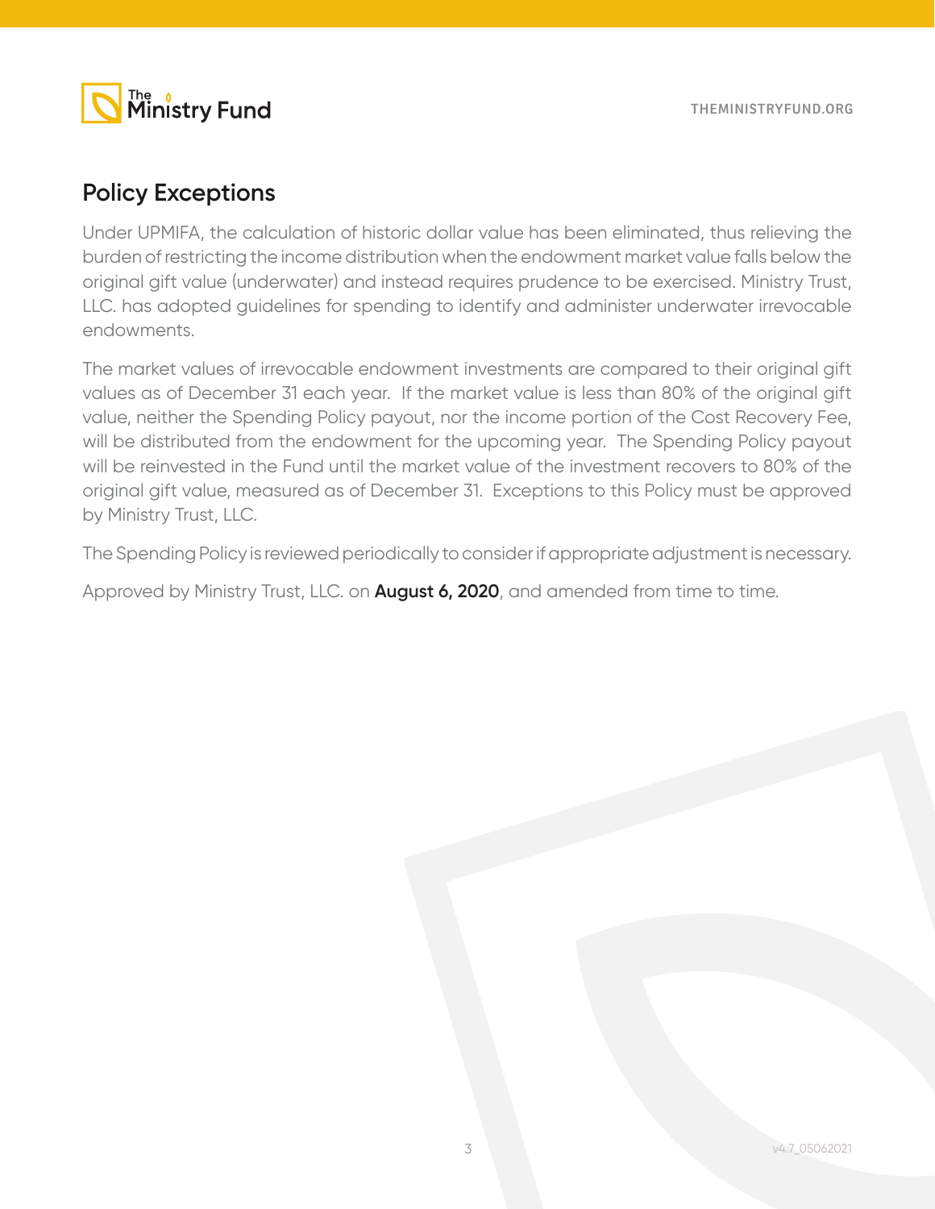## Policy Exceptions

Under UPMIFA, the calculation of historic dollar value has been eliminated, thus relieving the burden of restricting the income distribution when the endowment market value falls below the original gift value (underwater) and instead requires prudence to be exercised. Ministry Trust, LLC. has adopted guidelines for spending to identify and administer underwater irrevocable endowments.

The market values of irrevocable endowment investments are compared to their original gift values as of December 31 each year. If the market value is less than 80% of the original gift value, neither the Spending Policy payout, nor the income portion of the Cost Recovery Fee, will be distributed from the endowment for the upcoming year. The Spending Policy payout will be reinvested in the Fund until the market value of the investment recovers to 80% of the original gift value, measured as of December 31. Exceptions to this Policy must be approved by Ministry Trust, LLC.

The Spending Policy is reviewed periodically to consider if appropriate adjustment is necessary.

Approved by Ministry Trust, LLC. on **August 6, 2020**, and amended from time to time.